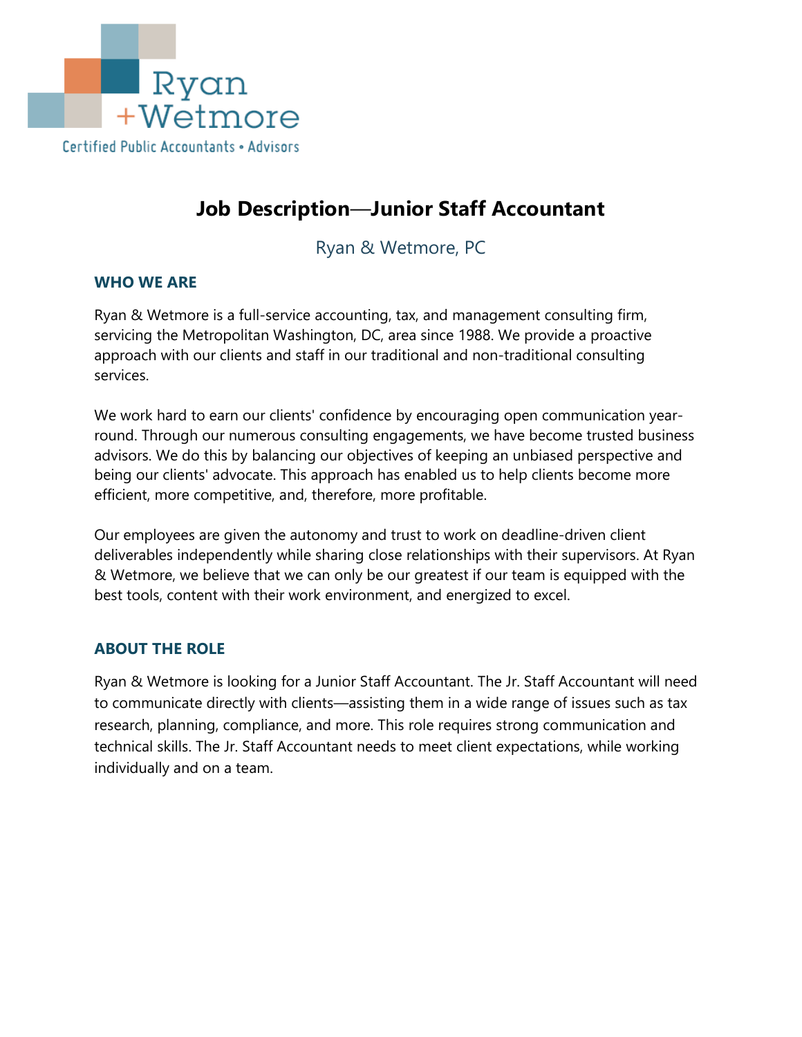Ryan + Wetmore

Certified Public Accountants • Advisors

# Job Description—Junior Staff Accountant

Ryan & Wetmore, PC

## WHO WE ARE

Ryan & Wetmore is a full-service accounting, tax, and management consulting firm, servicing the Metropolitan Washington, DC, area since 1988. We provide a proactive approach with our clients and staff in our traditional and non-traditional consulting services.

We work hard to earn our clients' confidence by encouraging open communication year-round. Through our numerous consulting engagements, we have become trusted business advisors. We do this by balancing our objectives of keeping an unbiased perspective and being our clients' advocate. This approach has enabled us to help clients become more efficient, more competitive, and, therefore, more profitable.

Our employees are given the autonomy and trust to work on deadline-driven client deliverables independently while sharing close relationships with their supervisors. At Ryan & Wetmore, we believe that we can only be our greatest if our team is equipped with the best tools, content with their work environment, and energized to excel.

## ABOUT THE ROLE

Ryan & Wetmore is looking for a Junior Staff Accountant. The Jr. Staff Accountant will need to communicate directly with clients—assisting them in a wide range of issues such as tax research, planning, compliance, and more. This role requires strong communication and technical skills. The Jr. Staff Accountant needs to meet client expectations, while working individually and on a team.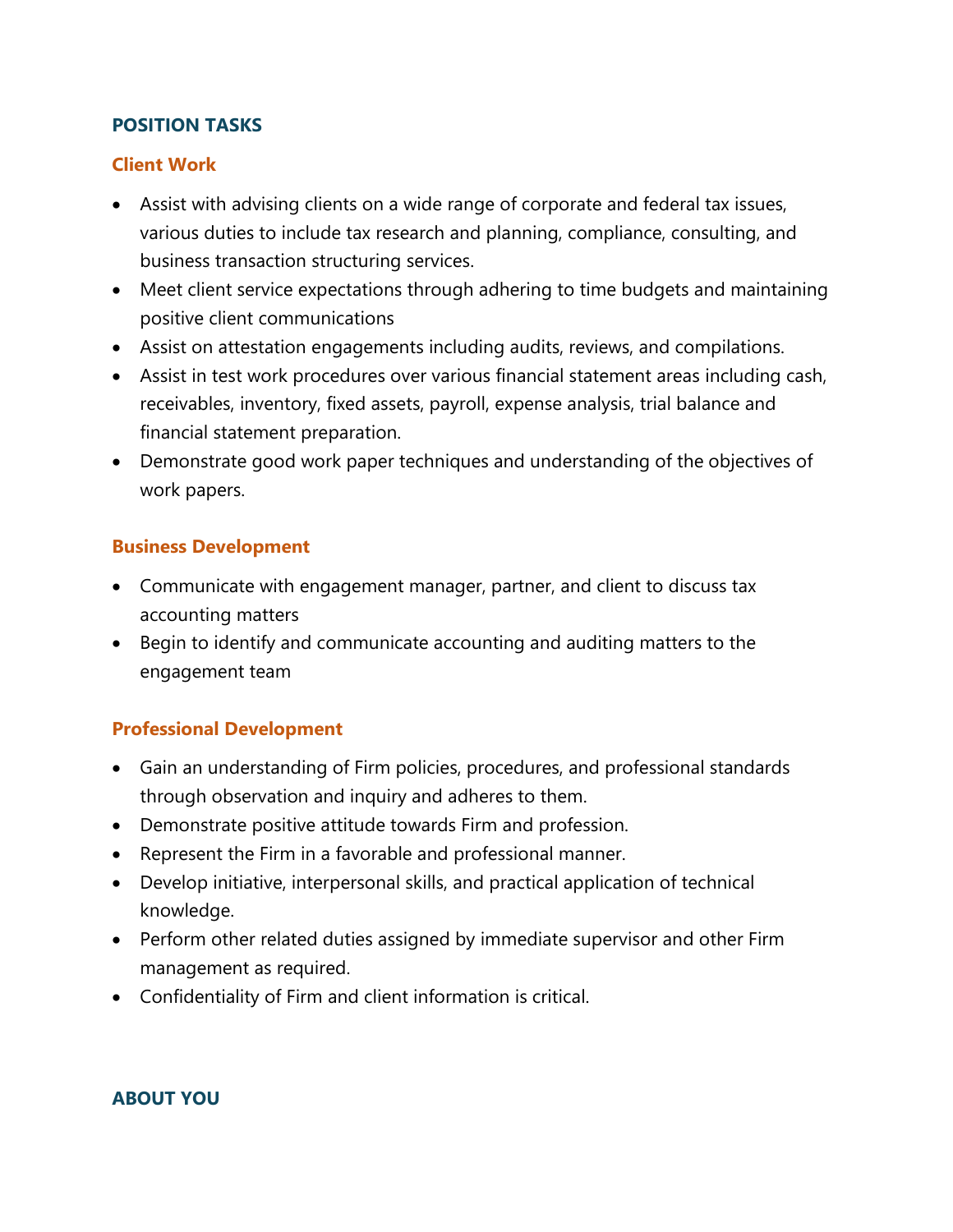## POSITION TASKS

### Client Work

- Assist with advising clients on a wide range of corporate and federal tax issues, various duties to include tax research and planning, compliance, consulting, and business transaction structuring services.
- Meet client service expectations through adhering to time budgets and maintaining positive client communications
- Assist on attestation engagements including audits, reviews, and compilations.
- Assist in test work procedures over various financial statement areas including cash, receivables, inventory, fixed assets, payroll, expense analysis, trial balance and financial statement preparation.
- Demonstrate good work paper techniques and understanding of the objectives of work papers.

### Business Development

- Communicate with engagement manager, partner, and client to discuss tax accounting matters
- Begin to identify and communicate accounting and auditing matters to the engagement team

### Professional Development

- Gain an understanding of Firm policies, procedures, and professional standards through observation and inquiry and adheres to them.
- Demonstrate positive attitude towards Firm and profession.
- Represent the Firm in a favorable and professional manner.
- Develop initiative, interpersonal skills, and practical application of technical knowledge.
- Perform other related duties assigned by immediate supervisor and other Firm management as required.
- Confidentiality of Firm and client information is critical.

## ABOUT YOU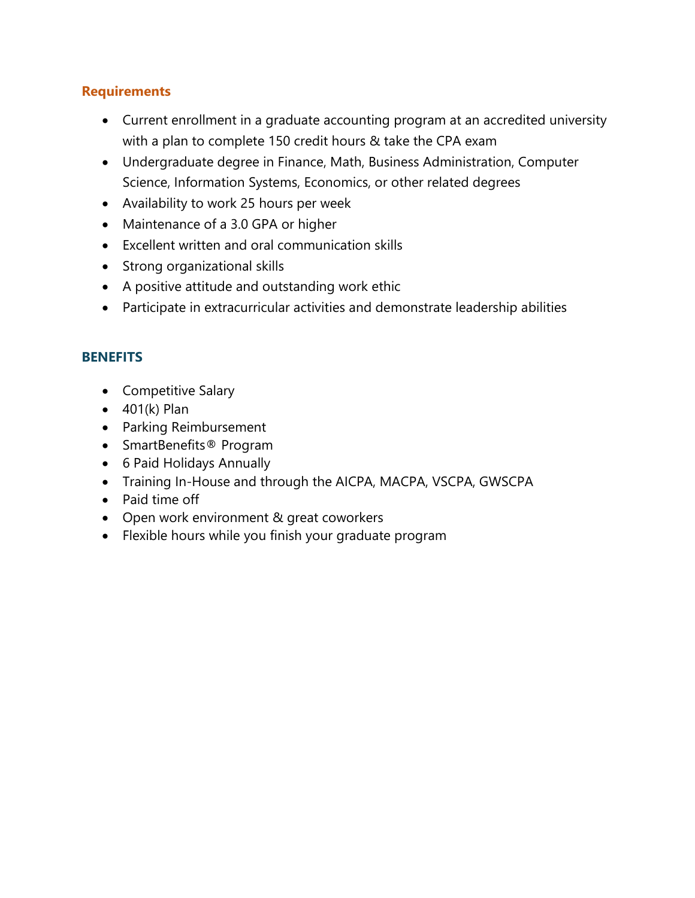## Requirements

- Current enrollment in a graduate accounting program at an accredited university with a plan to complete 150 credit hours & take the CPA exam
- Undergraduate degree in Finance, Math, Business Administration, Computer Science, Information Systems, Economics, or other related degrees
- Availability to work 25 hours per week
- Maintenance of a 3.0 GPA or higher
- Excellent written and oral communication skills
- Strong organizational skills
- A positive attitude and outstanding work ethic
- Participate in extracurricular activities and demonstrate leadership abilities

## BENEFITS

- Competitive Salary
- 401(k) Plan
- Parking Reimbursement
- SmartBenefits® Program
- 6 Paid Holidays Annually
- Training In-House and through the AICPA, MACPA, VSCPA, GWSCPA
- Paid time off
- Open work environment & great coworkers
- Flexible hours while you finish your graduate program